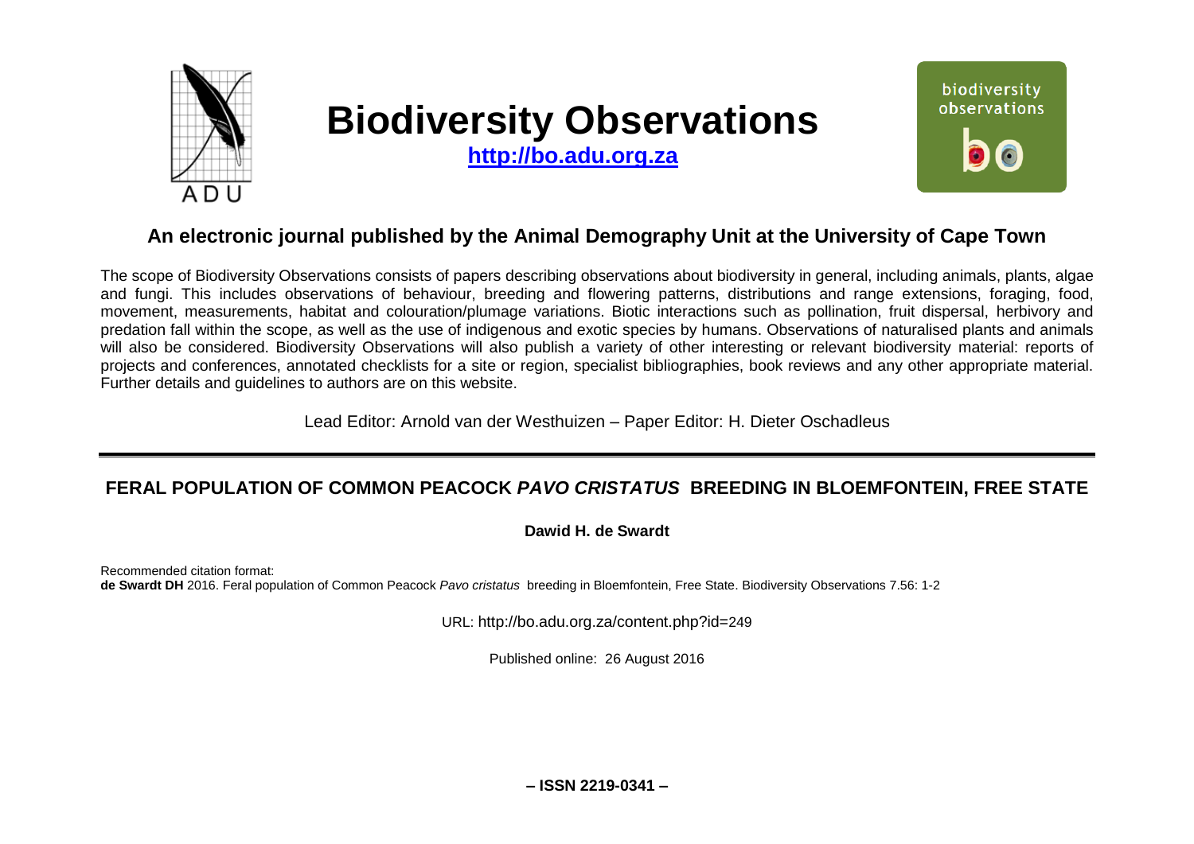# Biodiversity Observations

**http://bo.adu.org.za**

## An electronic journal published by the Animal Demography Unit at the University of Cape Town

The scope of Biodiversity Observations consists of papers describing observations about biodiversity in general, including animals, plants, algae and fungi. This includes observations of behaviour, breeding and flowering patterns, distributions and range extensions, foraging, food, movement, measurements, habitat and colouration/plumage variations. Biotic interactions such as pollination, fruit dispersal, herbivory and predation fall within the scope, as well as the use of indigenous and exotic species by humans. Observations of naturalised plants and animals will also be considered. Biodiversity Observations will also publish a variety of other interesting or relevant biodiversity material: reports of projects and conferences, annotated checklists for a site or region, specialist bibliographies, book reviews and any other appropriate material. Further details and guidelines to authors are on this website.

Lead Editor: Arnold van der Westhuizen – Paper Editor: H. Dieter Oschadleus

---

## FERAL POPULATION OF COMMON PEACOCK *PAVO CRISTATUS* BREEDING IN BLOEMFONTEIN, FREE STATE

**Dawid H. de Swardt**

Recommended citation format:
**de Swardt DH** 2016. Feral population of Common Peacock *Pavo cristatus* breeding in Bloemfontein, Free State. Biodiversity Observations 7.56: 1-2

URL: http://bo.adu.org.za/content.php?id=249

Published online: 26 August 2016

**– ISSN 2219-0341 –**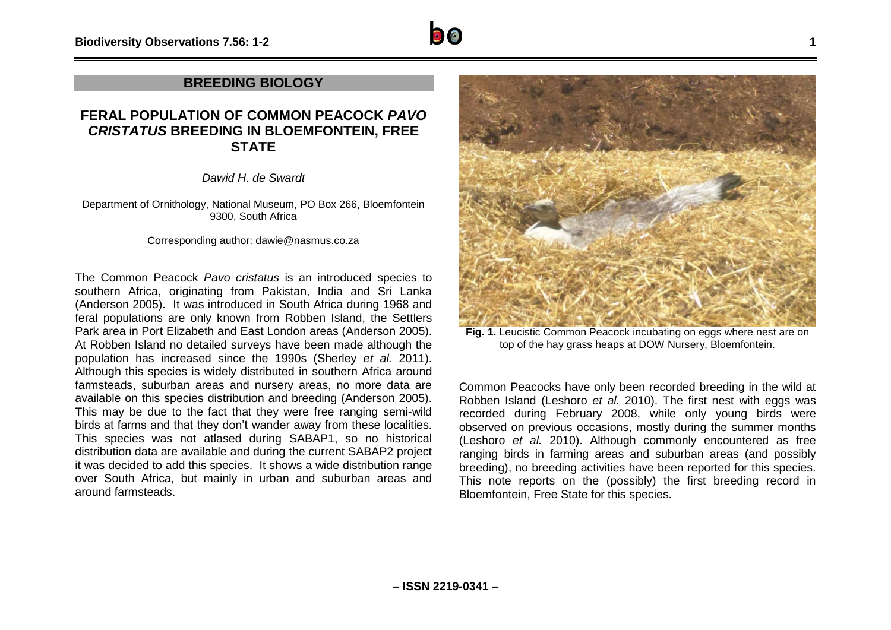## BREEDING BIOLOGY

# FERAL POPULATION OF COMMON PEACOCK *PAVO CRISTATUS* BREEDING IN BLOEMFONTEIN, FREE STATE

*Dawid H. de Swardt*

Department of Ornithology, National Museum, PO Box 266, Bloemfontein 9300, South Africa

Corresponding author: dawie@nasmus.co.za

The Common Peacock *Pavo cristatus* is an introduced species to southern Africa, originating from Pakistan, India and Sri Lanka (Anderson 2005). It was introduced in South Africa during 1968 and feral populations are only known from Robben Island, the Settlers Park area in Port Elizabeth and East London areas (Anderson 2005). At Robben Island no detailed surveys have been made although the population has increased since the 1990s (Sherley *et al.* 2011). Although this species is widely distributed in southern Africa around farmsteads, suburban areas and nursery areas, no more data are available on this species distribution and breeding (Anderson 2005). This may be due to the fact that they were free ranging semi-wild birds at farms and that they don't wander away from these localities. This species was not atlased during SABAP1, so no historical distribution data are available and during the current SABAP2 project it was decided to add this species. It shows a wide distribution range over South Africa, but mainly in urban and suburban areas and around farmsteads.

**Fig. 1.** Leucistic Common Peacock incubating on eggs where nest are on top of the hay grass heaps at DOW Nursery, Bloemfontein.

Common Peacocks have only been recorded breeding in the wild at Robben Island (Leshoro *et al.* 2010). The first nest with eggs was recorded during February 2008, while only young birds were observed on previous occasions, mostly during the summer months (Leshoro *et al.* 2010). Although commonly encountered as free ranging birds in farming areas and suburban areas (and possibly breeding), no breeding activities have been reported for this species. This note reports on the (possibly) the first breeding record in Bloemfontein, Free State for this species.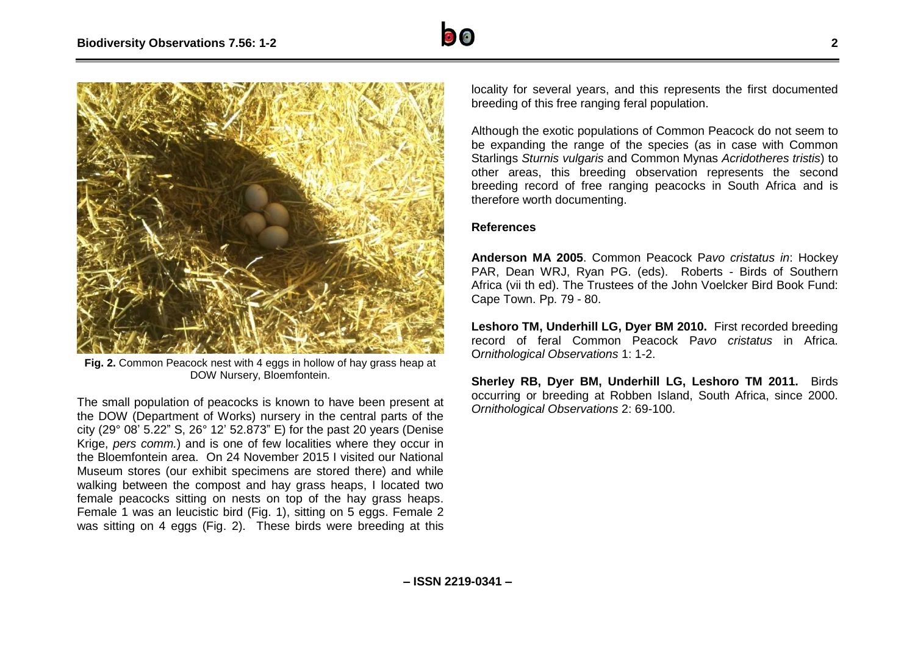Fig. 2. Common Peacock nest with 4 eggs in hollow of hay grass heap at DOW Nursery, Bloemfontein.

The small population of peacocks is known to have been present at the DOW (Department of Works) nursery in the central parts of the city (29° 08' 5.22" S, 26° 12' 52.873" E) for the past 20 years (Denise Krige, *pers comm.*) and is one of few localities where they occur in the Bloemfontein area. On 24 November 2015 I visited our National Museum stores (our exhibit specimens are stored there) and while walking between the compost and hay grass heaps, I located two female peacocks sitting on nests on top of the hay grass heaps. Female 1 was an leucistic bird (Fig. 1), sitting on 5 eggs. Female 2 was sitting on 4 eggs (Fig. 2). These birds were breeding at this locality for several years, and this represents the first documented breeding of this free ranging feral population.

Although the exotic populations of Common Peacock do not seem to be expanding the range of the species (as in case with Common Starlings *Sturnis vulgaris* and Common Mynas *Acridotheres tristis*) to other areas, this breeding observation represents the second breeding record of free ranging peacocks in South Africa and is therefore worth documenting.

## References

**Anderson MA 2005**. Common Peacock P*avo cristatus in*: Hockey PAR, Dean WRJ, Ryan PG. (eds). Roberts - Birds of Southern Africa (vii th ed). The Trustees of the John Voelcker Bird Book Fund: Cape Town. Pp. 79 - 80.

**Leshoro TM, Underhill LG, Dyer BM 2010.** First recorded breeding record of feral Common Peacock P*avo cristatus* in Africa. O*rnithological Observations* 1: 1-2.

**Sherley RB, Dyer BM, Underhill LG, Leshoro TM 2011.** Birds occurring or breeding at Robben Island, South Africa, since 2000. *Ornithological Observations* 2: 69-100.